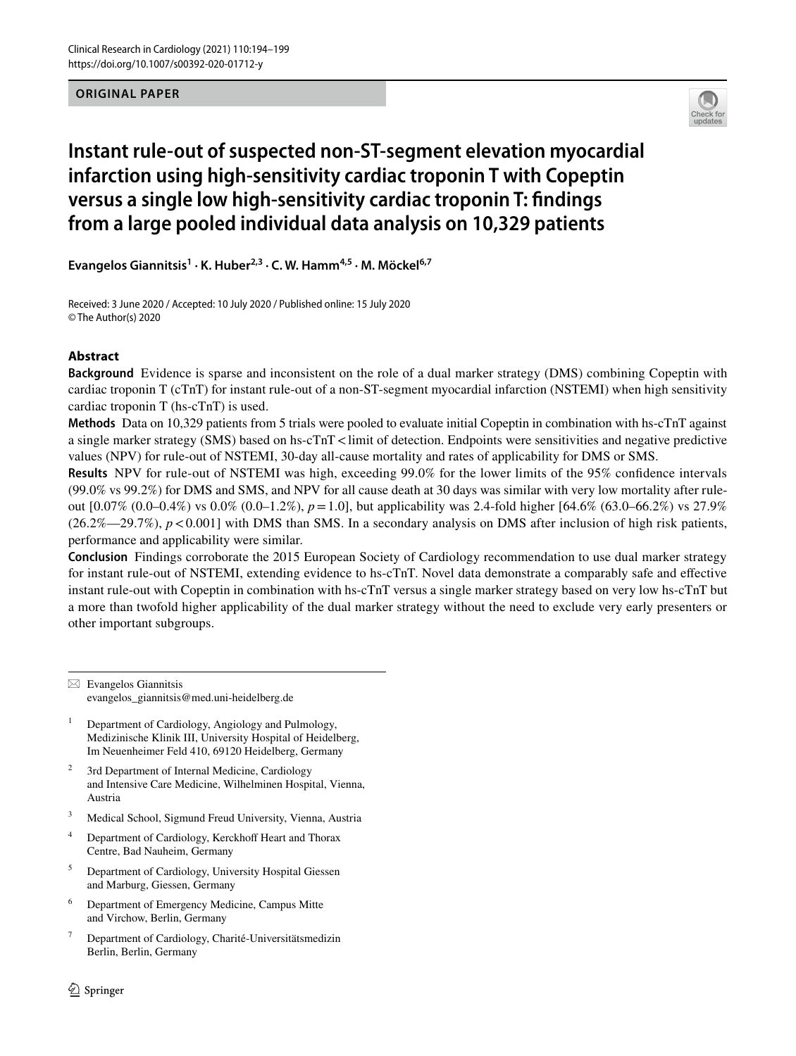ORIGINAL PAPER

# Instant rule-out of suspected non-ST-segment elevation myocardial infarction using high-sensitivity cardiac troponin T with Copeptin versus a single low high-sensitivity cardiac troponin T: findings from a large pooled individual data analysis on 10,329 patients

Evangelos Giannitsis[1] · K. Huber[2,3] · C. W. Hamm[4,5] · M. Möckel[6,7]

Received: 3 June 2020 / Accepted: 10 July 2020 / Published online: 15 July 2020
© The Author(s) 2020

## Abstract

**Background** Evidence is sparse and inconsistent on the role of a dual marker strategy (DMS) combining Copeptin with cardiac troponin T (cTnT) for instant rule-out of a non-ST-segment myocardial infarction (NSTEMI) when high sensitivity cardiac troponin T (hs-cTnT) is used.

**Methods** Data on 10,329 patients from 5 trials were pooled to evaluate initial Copeptin in combination with hs-cTnT against a single marker strategy (SMS) based on hs-cTnT < limit of detection. Endpoints were sensitivities and negative predictive values (NPV) for rule-out of NSTEMI, 30-day all-cause mortality and rates of applicability for DMS or SMS.

**Results** NPV for rule-out of NSTEMI was high, exceeding 99.0% for the lower limits of the 95% confidence intervals (99.0% vs 99.2%) for DMS and SMS, and NPV for all cause death at 30 days was similar with very low mortality after rule-out [0.07% (0.0–0.4%) vs 0.0% (0.0–1.2%), $p = 1.0$], but applicability was 2.4-fold higher [64.6% (63.0–66.2%) vs 27.9% (26.2%—29.7%), $p < 0.001$] with DMS than SMS. In a secondary analysis on DMS after inclusion of high risk patients, performance and applicability were similar.

**Conclusion** Findings corroborate the 2015 European Society of Cardiology recommendation to use dual marker strategy for instant rule-out of NSTEMI, extending evidence to hs-cTnT. Novel data demonstrate a comparably safe and effective instant rule-out with Copeptin in combination with hs-cTnT versus a single marker strategy based on very low hs-cTnT but a more than twofold higher applicability of the dual marker strategy without the need to exclude very early presenters or other important subgroups.

---

✉ Evangelos Giannitsis
evangelos_giannitsis@med.uni-heidelberg.de

[1] Department of Cardiology, Angiology and Pulmology, Medizinische Klinik III, University Hospital of Heidelberg, Im Neuenheimer Feld 410, 69120 Heidelberg, Germany

[2] 3rd Department of Internal Medicine, Cardiology and Intensive Care Medicine, Wilhelminen Hospital, Vienna, Austria

[3] Medical School, Sigmund Freud University, Vienna, Austria

[4] Department of Cardiology, Kerckhoff Heart and Thorax Centre, Bad Nauheim, Germany

[5] Department of Cardiology, University Hospital Giessen and Marburg, Giessen, Germany

[6] Department of Emergency Medicine, Campus Mitte and Virchow, Berlin, Germany

[7] Department of Cardiology, Charité-Universitätsmedizin Berlin, Berlin, Germany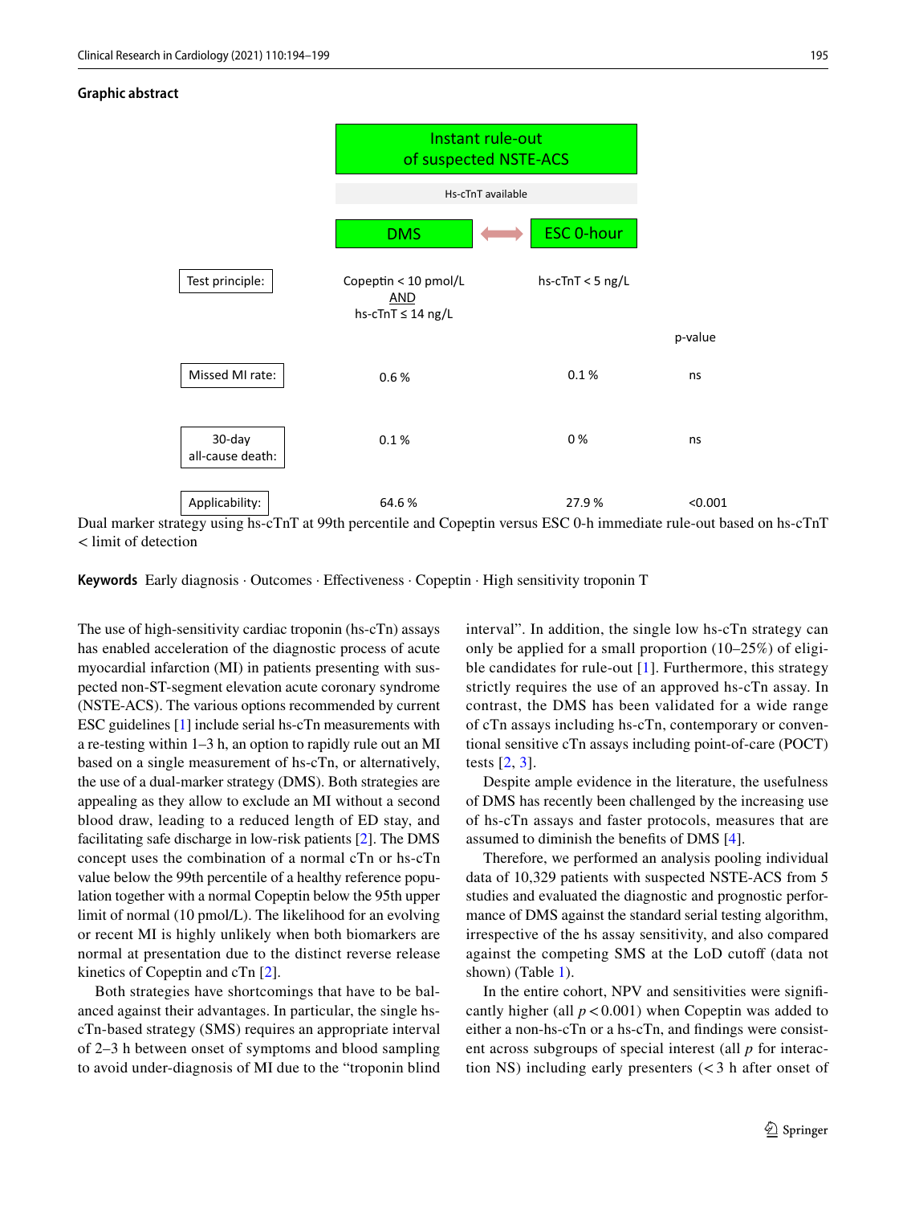**Graphic abstract**

| Instant rule-out of suspected NSTE-ACS | | | |
|---|---|---|---|
| | Hs-cTnT available | | |
| | DMS | ESC 0-hour | |
| Test principle: | Copeptin < 10 pmol/L AND hs-cTnT ≤ 14 ng/L | hs-cTnT < 5 ng/L | p-value |
| Missed MI rate: | 0.6 % | 0.1 % | ns |
| 30-day all-cause death: | 0.1 % | 0 % | ns |
| Applicability: | 64.6 % | 27.9 % | <0.001 |

Dual marker strategy using hs-cTnT at 99th percentile and Copeptin versus ESC 0-h immediate rule-out based on hs-cTnT < limit of detection

**Keywords** Early diagnosis · Outcomes · Effectiveness · Copeptin · High sensitivity troponin T

The use of high-sensitivity cardiac troponin (hs-cTn) assays has enabled acceleration of the diagnostic process of acute myocardial infarction (MI) in patients presenting with suspected non-ST-segment elevation acute coronary syndrome (NSTE-ACS). The various options recommended by current ESC guidelines [1] include serial hs-cTn measurements with a re-testing within 1–3 h, an option to rapidly rule out an MI based on a single measurement of hs-cTn, or alternatively, the use of a dual-marker strategy (DMS). Both strategies are appealing as they allow to exclude an MI without a second blood draw, leading to a reduced length of ED stay, and facilitating safe discharge in low-risk patients [2]. The DMS concept uses the combination of a normal cTn or hs-cTn value below the 99th percentile of a healthy reference population together with a normal Copeptin below the 95th upper limit of normal (10 pmol/L). The likelihood for an evolving or recent MI is highly unlikely when both biomarkers are normal at presentation due to the distinct reverse release kinetics of Copeptin and cTn [2].

Both strategies have shortcomings that have to be balanced against their advantages. In particular, the single hs-cTn-based strategy (SMS) requires an appropriate interval of 2–3 h between onset of symptoms and blood sampling to avoid under-diagnosis of MI due to the "troponin blind interval". In addition, the single low hs-cTn strategy can only be applied for a small proportion (10–25%) of eligible candidates for rule-out [1]. Furthermore, this strategy strictly requires the use of an approved hs-cTn assay. In contrast, the DMS has been validated for a wide range of cTn assays including hs-cTn, contemporary or conventional sensitive cTn assays including point-of-care (POCT) tests [2, 3].

Despite ample evidence in the literature, the usefulness of DMS has recently been challenged by the increasing use of hs-cTn assays and faster protocols, measures that are assumed to diminish the benefits of DMS [4].

Therefore, we performed an analysis pooling individual data of 10,329 patients with suspected NSTE-ACS from 5 studies and evaluated the diagnostic and prognostic performance of DMS against the standard serial testing algorithm, irrespective of the hs assay sensitivity, and also compared against the competing SMS at the LoD cutoff (data not shown) (Table 1).

In the entire cohort, NPV and sensitivities were significantly higher (all $p < 0.001$) when Copeptin was added to either a non-hs-cTn or a hs-cTn, and findings were consistent across subgroups of special interest (all $p$ for interaction NS) including early presenters (< 3 h after onset of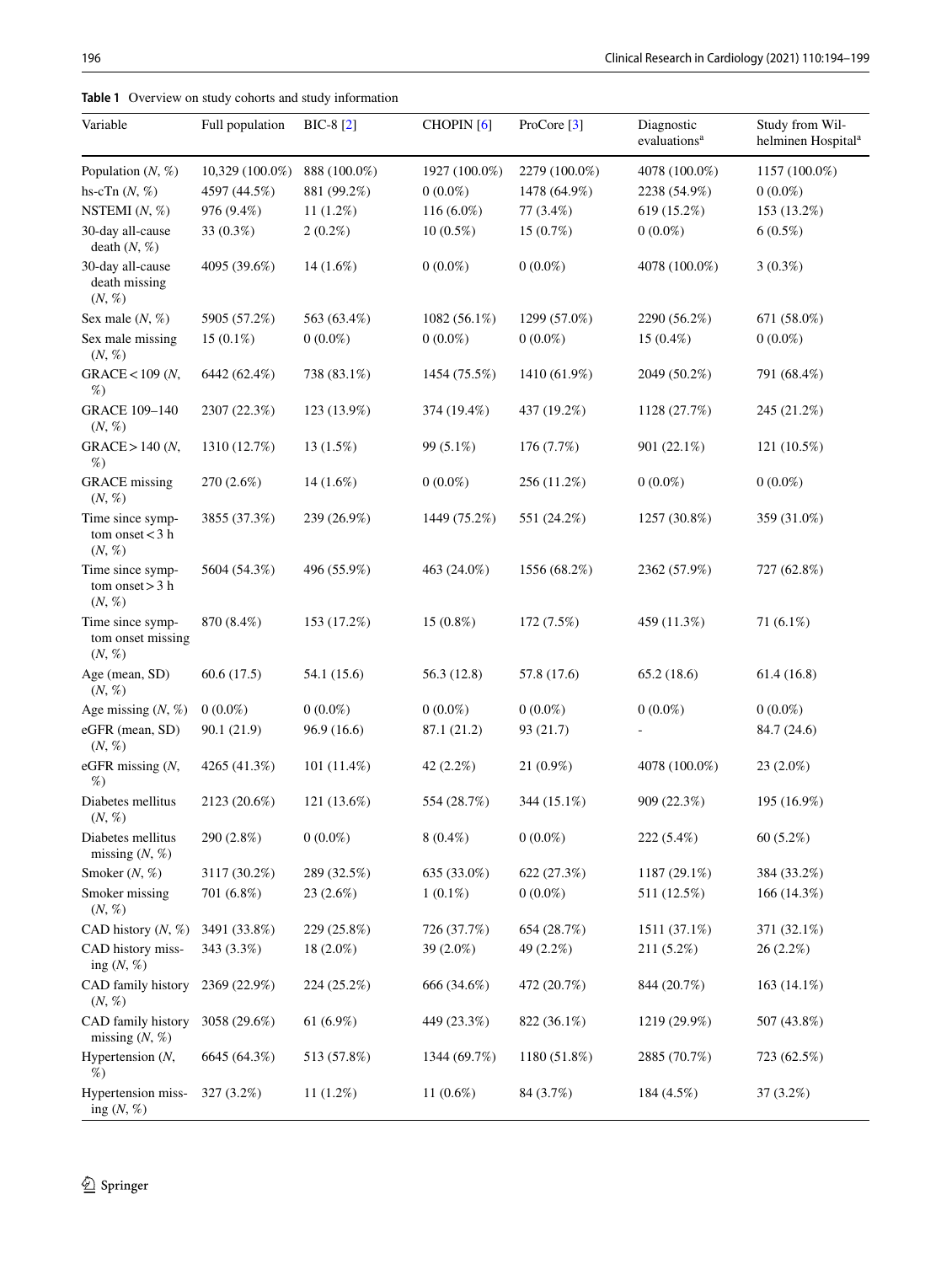**Table 1** Overview on study cohorts and study information

| Variable | Full population | BIC-8 [2] | CHOPIN [6] | ProCore [3] | Diagnostic evaluations[a] | Study from Wilhelminen Hospital[a] |
|---|---|---|---|---|---|---|
| Population (N, %) | 10,329 (100.0%) | 888 (100.0%) | 1927 (100.0%) | 2279 (100.0%) | 4078 (100.0%) | 1157 (100.0%) |
| hs-cTn (N, %) | 4597 (44.5%) | 881 (99.2%) | 0 (0.0%) | 1478 (64.9%) | 2238 (54.9%) | 0 (0.0%) |
| NSTEMI (N, %) | 976 (9.4%) | 11 (1.2%) | 116 (6.0%) | 77 (3.4%) | 619 (15.2%) | 153 (13.2%) |
| 30-day all-cause death (N, %) | 33 (0.3%) | 2 (0.2%) | 10 (0.5%) | 15 (0.7%) | 0 (0.0%) | 6 (0.5%) |
| 30-day all-cause death missing (N, %) | 4095 (39.6%) | 14 (1.6%) | 0 (0.0%) | 0 (0.0%) | 4078 (100.0%) | 3 (0.3%) |
| Sex male (N, %) | 5905 (57.2%) | 563 (63.4%) | 1082 (56.1%) | 1299 (57.0%) | 2290 (56.2%) | 671 (58.0%) |
| Sex male missing (N, %) | 15 (0.1%) | 0 (0.0%) | 0 (0.0%) | 0 (0.0%) | 15 (0.4%) | 0 (0.0%) |
| GRACE < 109 (N, %) | 6442 (62.4%) | 738 (83.1%) | 1454 (75.5%) | 1410 (61.9%) | 2049 (50.2%) | 791 (68.4%) |
| GRACE 109–140 (N, %) | 2307 (22.3%) | 123 (13.9%) | 374 (19.4%) | 437 (19.2%) | 1128 (27.7%) | 245 (21.2%) |
| GRACE > 140 (N, %) | 1310 (12.7%) | 13 (1.5%) | 99 (5.1%) | 176 (7.7%) | 901 (22.1%) | 121 (10.5%) |
| GRACE missing (N, %) | 270 (2.6%) | 14 (1.6%) | 0 (0.0%) | 256 (11.2%) | 0 (0.0%) | 0 (0.0%) |
| Time since symptom onset < 3 h (N, %) | 3855 (37.3%) | 239 (26.9%) | 1449 (75.2%) | 551 (24.2%) | 1257 (30.8%) | 359 (31.0%) |
| Time since symptom onset > 3 h (N, %) | 5604 (54.3%) | 496 (55.9%) | 463 (24.0%) | 1556 (68.2%) | 2362 (57.9%) | 727 (62.8%) |
| Time since symptom onset missing (N, %) | 870 (8.4%) | 153 (17.2%) | 15 (0.8%) | 172 (7.5%) | 459 (11.3%) | 71 (6.1%) |
| Age (mean, SD) (N, %) | 60.6 (17.5) | 54.1 (15.6) | 56.3 (12.8) | 57.8 (17.6) | 65.2 (18.6) | 61.4 (16.8) |
| Age missing (N, %) | 0 (0.0%) | 0 (0.0%) | 0 (0.0%) | 0 (0.0%) | 0 (0.0%) | 0 (0.0%) |
| eGFR (mean, SD) (N, %) | 90.1 (21.9) | 96.9 (16.6) | 87.1 (21.2) | 93 (21.7) | - | 84.7 (24.6) |
| eGFR missing (N, %) | 4265 (41.3%) | 101 (11.4%) | 42 (2.2%) | 21 (0.9%) | 4078 (100.0%) | 23 (2.0%) |
| Diabetes mellitus (N, %) | 2123 (20.6%) | 121 (13.6%) | 554 (28.7%) | 344 (15.1%) | 909 (22.3%) | 195 (16.9%) |
| Diabetes mellitus missing (N, %) | 290 (2.8%) | 0 (0.0%) | 8 (0.4%) | 0 (0.0%) | 222 (5.4%) | 60 (5.2%) |
| Smoker (N, %) | 3117 (30.2%) | 289 (32.5%) | 635 (33.0%) | 622 (27.3%) | 1187 (29.1%) | 384 (33.2%) |
| Smoker missing (N, %) | 701 (6.8%) | 23 (2.6%) | 1 (0.1%) | 0 (0.0%) | 511 (12.5%) | 166 (14.3%) |
| CAD history (N, %) | 3491 (33.8%) | 229 (25.8%) | 726 (37.7%) | 654 (28.7%) | 1511 (37.1%) | 371 (32.1%) |
| CAD history missing (N, %) | 343 (3.3%) | 18 (2.0%) | 39 (2.0%) | 49 (2.2%) | 211 (5.2%) | 26 (2.2%) |
| CAD family history (N, %) | 2369 (22.9%) | 224 (25.2%) | 666 (34.6%) | 472 (20.7%) | 844 (20.7%) | 163 (14.1%) |
| CAD family history missing (N, %) | 3058 (29.6%) | 61 (6.9%) | 449 (23.3%) | 822 (36.1%) | 1219 (29.9%) | 507 (43.8%) |
| Hypertension (N, %) | 6645 (64.3%) | 513 (57.8%) | 1344 (69.7%) | 1180 (51.8%) | 2885 (70.7%) | 723 (62.5%) |
| Hypertension missing (N, %) | 327 (3.2%) | 11 (1.2%) | 11 (0.6%) | 84 (3.7%) | 184 (4.5%) | 37 (3.2%) |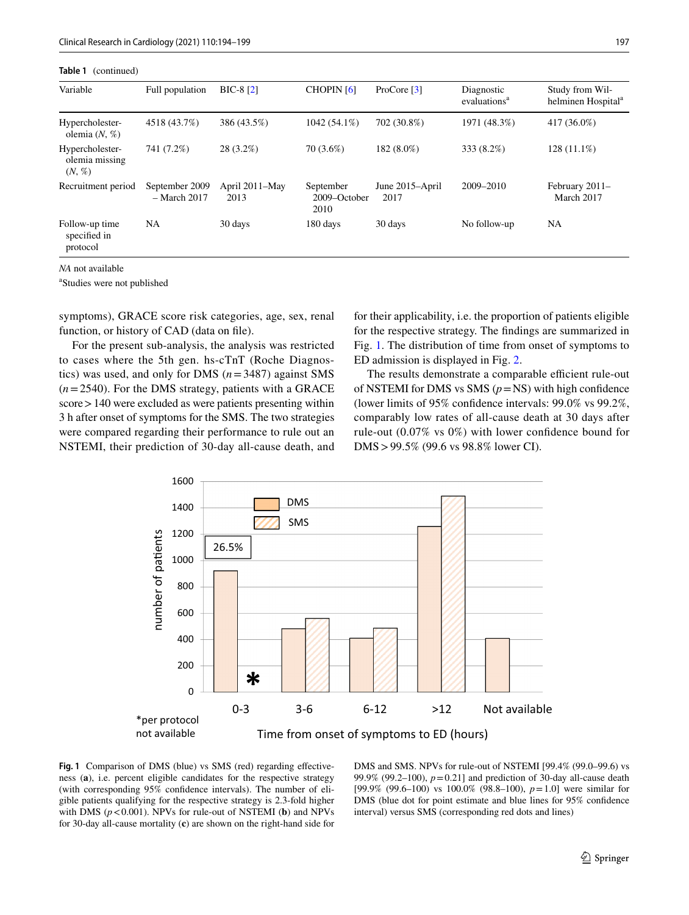**Table 1** (continued)

| Variable | Full population | BIC-8 [2] | CHOPIN [6] | ProCore [3] | Diagnostic evaluations[a] | Study from Wilhelminen Hospital[a] |
|---|---|---|---|---|---|---|
| Hypercholesterolemia (*N*, %) | 4518 (43.7%) | 386 (43.5%) | 1042 (54.1%) | 702 (30.8%) | 1971 (48.3%) | 417 (36.0%) |
| Hypercholesterolemia missing (*N*, %) | 741 (7.2%) | 28 (3.2%) | 70 (3.6%) | 182 (8.0%) | 333 (8.2%) | 128 (11.1%) |
| Recruitment period | September 2009 – March 2017 | April 2011–May 2013 | September 2009–October 2010 | June 2015–April 2017 | 2009–2010 | February 2011–March 2017 |
| Follow-up time specified in protocol | NA | 30 days | 180 days | 30 days | No follow-up | NA |

*NA* not available

[a]Studies were not published

symptoms), GRACE score risk categories, age, sex, renal function, or history of CAD (data on file).

For the present sub-analysis, the analysis was restricted to cases where the 5th gen. hs-cTnT (Roche Diagnostics) was used, and only for DMS ($n = 3487$) against SMS ($n = 2540$). For the DMS strategy, patients with a GRACE score > 140 were excluded as were patients presenting within 3 h after onset of symptoms for the SMS. The two strategies were compared regarding their performance to rule out an NSTEMI, their prediction of 30-day all-cause death, and for their applicability, i.e. the proportion of patients eligible for the respective strategy. The findings are summarized in Fig. 1. The distribution of time from onset of symptoms to ED admission is displayed in Fig. 2.

The results demonstrate a comparable efficient rule-out of NSTEMI for DMS vs SMS ($p$ = NS) with high confidence (lower limits of 95% confidence intervals: 99.0% vs 99.2%, comparably low rates of all-cause death at 30 days after rule-out (0.07% vs 0%) with lower confidence bound for DMS > 99.5% (99.6 vs 98.8% lower CI).

**Fig. 1** Comparison of DMS (blue) vs SMS (red) regarding effectiveness (**a**), i.e. percent eligible candidates for the respective strategy (with corresponding 95% confidence intervals). The number of eligible patients qualifying for the respective strategy is 2.3-fold higher with DMS ($p < 0.001$). NPVs for rule-out of NSTEMI (**b**) and NPVs for 30-day all-cause mortality (**c**) are shown on the right-hand side for DMS and SMS. NPVs for rule-out of NSTEMI [99.4% (99.0–99.6) vs 99.9% (99.2–100), $p = 0.21$] and prediction of 30-day all-cause death [99.9% (99.6–100) vs 100.0% (98.8–100), $p = 1.0$] were similar for DMS (blue dot for point estimate and blue lines for 95% confidence interval) versus SMS (corresponding red dots and lines)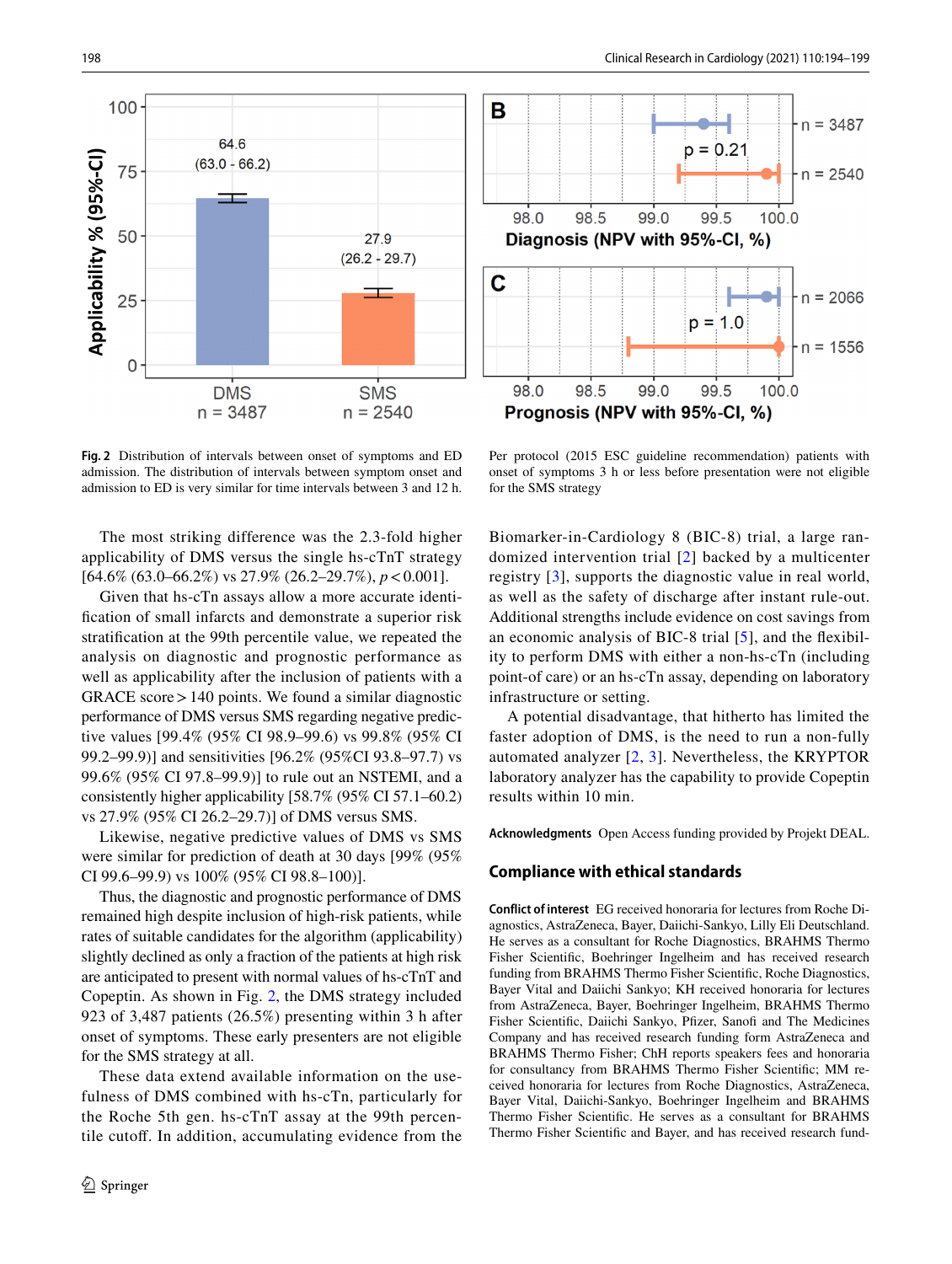**Fig. 2** Distribution of intervals between onset of symptoms and ED admission. The distribution of intervals between symptom onset and admission to ED is very similar for time intervals between 3 and 12 h. Per protocol (2015 ESC guideline recommendation) patients with onset of symptoms 3 h or less before presentation were not eligible for the SMS strategy

The most striking difference was the 2.3-fold higher applicability of DMS versus the single hs-cTnT strategy [64.6% (63.0–66.2%) vs 27.9% (26.2–29.7%), $p < 0.001$].

Given that hs-cTn assays allow a more accurate identification of small infarcts and demonstrate a superior risk stratification at the 99th percentile value, we repeated the analysis on diagnostic and prognostic performance as well as applicability after the inclusion of patients with a GRACE score > 140 points. We found a similar diagnostic performance of DMS versus SMS regarding negative predictive values [99.4% (95% CI 98.9–99.6) vs 99.8% (95% CI 99.2–99.9)] and sensitivities [96.2% (95%CI 93.8–97.7) vs 99.6% (95% CI 97.8–99.9)] to rule out an NSTEMI, and a consistently higher applicability [58.7% (95% CI 57.1–60.2) vs 27.9% (95% CI 26.2–29.7)] of DMS versus SMS.

Likewise, negative predictive values of DMS vs SMS were similar for prediction of death at 30 days [99% (95% CI 99.6–99.9) vs 100% (95% CI 98.8–100)].

Thus, the diagnostic and prognostic performance of DMS remained high despite inclusion of high-risk patients, while rates of suitable candidates for the algorithm (applicability) slightly declined as only a fraction of the patients at high risk are anticipated to present with normal values of hs-cTnT and Copeptin. As shown in Fig. 2, the DMS strategy included 923 of 3,487 patients (26.5%) presenting within 3 h after onset of symptoms. These early presenters are not eligible for the SMS strategy at all.

These data extend available information on the usefulness of DMS combined with hs-cTn, particularly for the Roche 5th gen. hs-cTnT assay at the 99th percentile cutoff. In addition, accumulating evidence from the Biomarker-in-Cardiology 8 (BIC-8) trial, a large randomized intervention trial [2] backed by a multicenter registry [3], supports the diagnostic value in real world, as well as the safety of discharge after instant rule-out. Additional strengths include evidence on cost savings from an economic analysis of BIC-8 trial [5], and the flexibility to perform DMS with either a non-hs-cTn (including point-of care) or an hs-cTn assay, depending on laboratory infrastructure or setting.

A potential disadvantage, that hitherto has limited the faster adoption of DMS, is the need to run a non-fully automated analyzer [2, 3]. Nevertheless, the KRYPTOR laboratory analyzer has the capability to provide Copeptin results within 10 min.

**Acknowledgments** Open Access funding provided by Projekt DEAL.

## Compliance with ethical standards

**Conflict of interest** EG received honoraria for lectures from Roche Diagnostics, AstraZeneca, Bayer, Daiichi-Sankyo, Lilly Eli Deutschland. He serves as a consultant for Roche Diagnostics, BRAHMS Thermo Fisher Scientific, Boehringer Ingelheim and has received research funding from BRAHMS Thermo Fisher Scientific, Roche Diagnostics, Bayer Vital and Daiichi Sankyo; KH received honoraria for lectures from AstraZeneca, Bayer, Boehringer Ingelheim, BRAHMS Thermo Fisher Scientific, Daiichi Sankyo, Pfizer, Sanofi and The Medicines Company and has received research funding form AstraZeneca and BRAHMS Thermo Fisher; ChH reports speakers fees and honoraria for consultancy from BRAHMS Thermo Fisher Scientific; MM received honoraria for lectures from Roche Diagnostics, AstraZeneca, Bayer Vital, Daiichi-Sankyo, Boehringer Ingelheim and BRAHMS Thermo Fisher Scientific. He serves as a consultant for BRAHMS Thermo Fisher Scientific and Bayer, and has received research fund-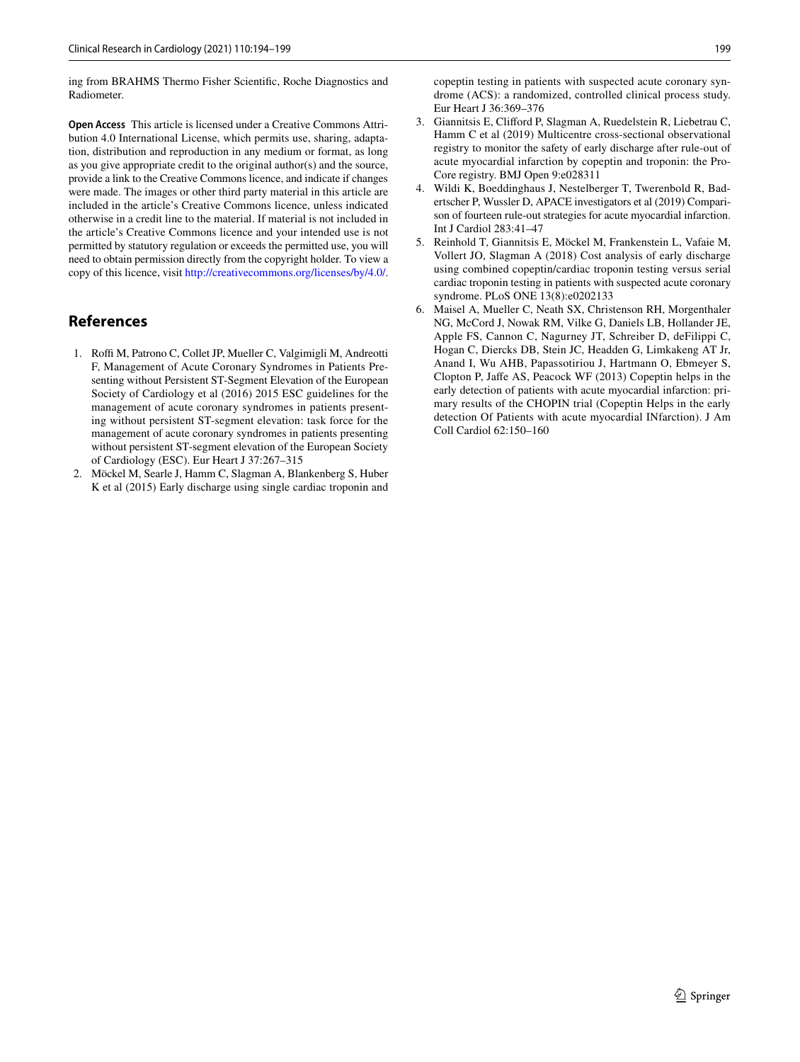ing from BRAHMS Thermo Fisher Scientific, Roche Diagnostics and Radiometer.

**Open Access** This article is licensed under a Creative Commons Attribution 4.0 International License, which permits use, sharing, adaptation, distribution and reproduction in any medium or format, as long as you give appropriate credit to the original author(s) and the source, provide a link to the Creative Commons licence, and indicate if changes were made. The images or other third party material in this article are included in the article's Creative Commons licence, unless indicated otherwise in a credit line to the material. If material is not included in the article's Creative Commons licence and your intended use is not permitted by statutory regulation or exceeds the permitted use, you will need to obtain permission directly from the copyright holder. To view a copy of this licence, visit http://creativecommons.org/licenses/by/4.0/.

## References

1. Roffi M, Patrono C, Collet JP, Mueller C, Valgimigli M, Andreotti F, Management of Acute Coronary Syndromes in Patients Presenting without Persistent ST-Segment Elevation of the European Society of Cardiology et al (2016) 2015 ESC guidelines for the management of acute coronary syndromes in patients presenting without persistent ST-segment elevation: task force for the management of acute coronary syndromes in patients presenting without persistent ST-segment elevation of the European Society of Cardiology (ESC). Eur Heart J 37:267–315
2. Möckel M, Searle J, Hamm C, Slagman A, Blankenberg S, Huber K et al (2015) Early discharge using single cardiac troponin and copeptin testing in patients with suspected acute coronary syndrome (ACS): a randomized, controlled clinical process study. Eur Heart J 36:369–376
3. Giannitsis E, Clifford P, Slagman A, Ruedelstein R, Liebetrau C, Hamm C et al (2019) Multicentre cross-sectional observational registry to monitor the safety of early discharge after rule-out of acute myocardial infarction by copeptin and troponin: the Pro-Core registry. BMJ Open 9:e028311
4. Wildi K, Boeddinghaus J, Nestelberger T, Twerenbold R, Badertscher P, Wussler D, APACE investigators et al (2019) Comparison of fourteen rule-out strategies for acute myocardial infarction. Int J Cardiol 283:41–47
5. Reinhold T, Giannitsis E, Möckel M, Frankenstein L, Vafaie M, Vollert JO, Slagman A (2018) Cost analysis of early discharge using combined copeptin/cardiac troponin testing versus serial cardiac troponin testing in patients with suspected acute coronary syndrome. PLoS ONE 13(8):e0202133
6. Maisel A, Mueller C, Neath SX, Christenson RH, Morgenthaler NG, McCord J, Nowak RM, Vilke G, Daniels LB, Hollander JE, Apple FS, Cannon C, Nagurney JT, Schreiber D, deFilippi C, Hogan C, Diercks DB, Stein JC, Headden G, Limkakeng AT Jr, Anand I, Wu AHB, Papassotiriou J, Hartmann O, Ebmeyer S, Clopton P, Jaffe AS, Peacock WF (2013) Copeptin helps in the early detection of patients with acute myocardial infarction: primary results of the CHOPIN trial (Copeptin Helps in the early detection Of Patients with acute myocardial INfarction). J Am Coll Cardiol 62:150–160